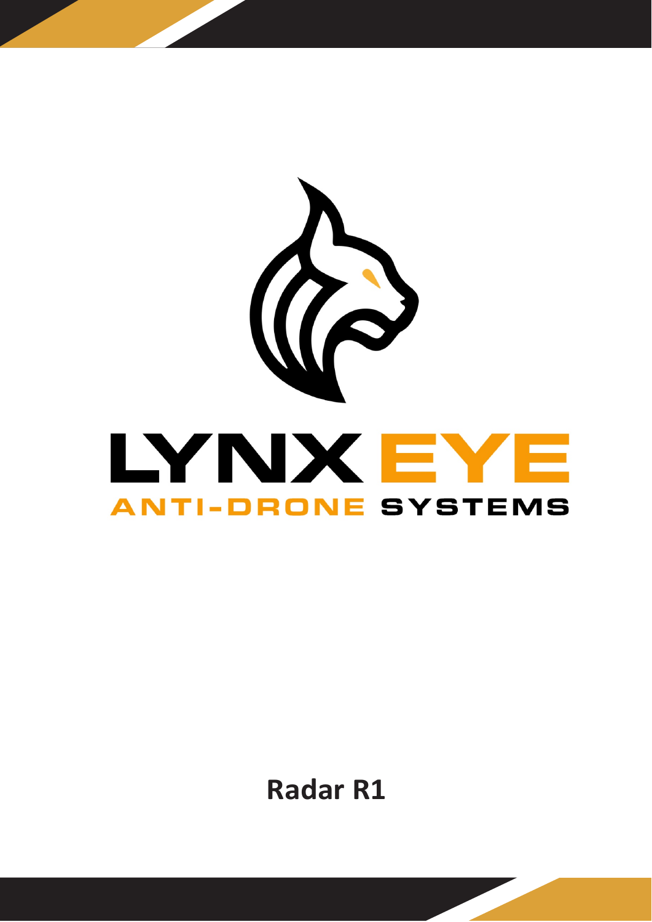# LYNX EYE

ANTI-DRONE SYSTEMS

**Radar R1**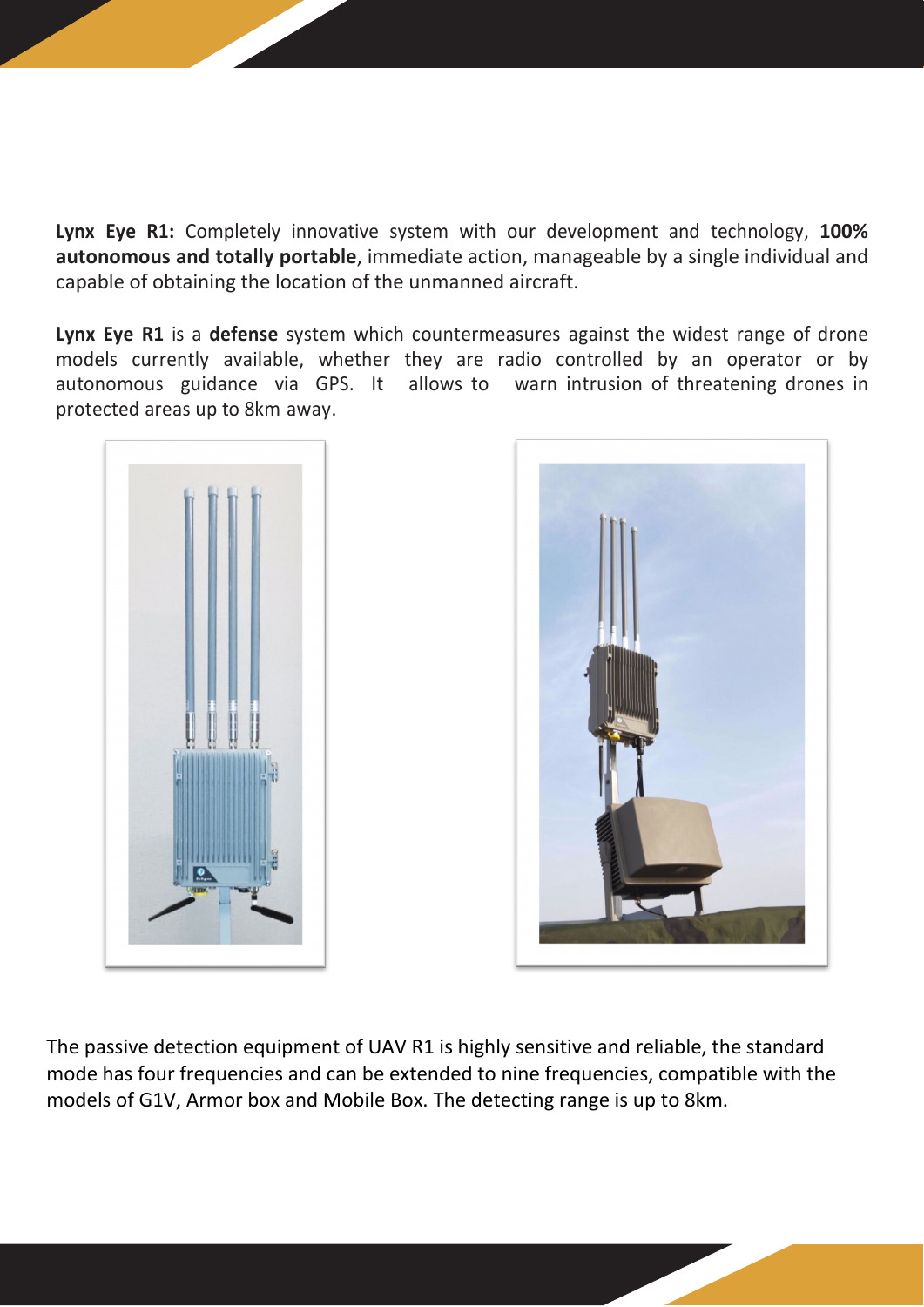**Lynx Eye R1:** Completely innovative system with our development and technology, **100% autonomous and totally portable**, immediate action, manageable by a single individual and capable of obtaining the location of the unmanned aircraft.

**Lynx Eye R1** is a **defense** system which countermeasures against the widest range of drone models currently available, whether they are radio controlled by an operator or by autonomous guidance via GPS. It allows to warn intrusion of threatening drones in protected areas up to 8km away.

The passive detection equipment of UAV R1 is highly sensitive and reliable, the standard mode has four frequencies and can be extended to nine frequencies, compatible with the models of G1V, Armor box and Mobile Box. The detecting range is up to 8km.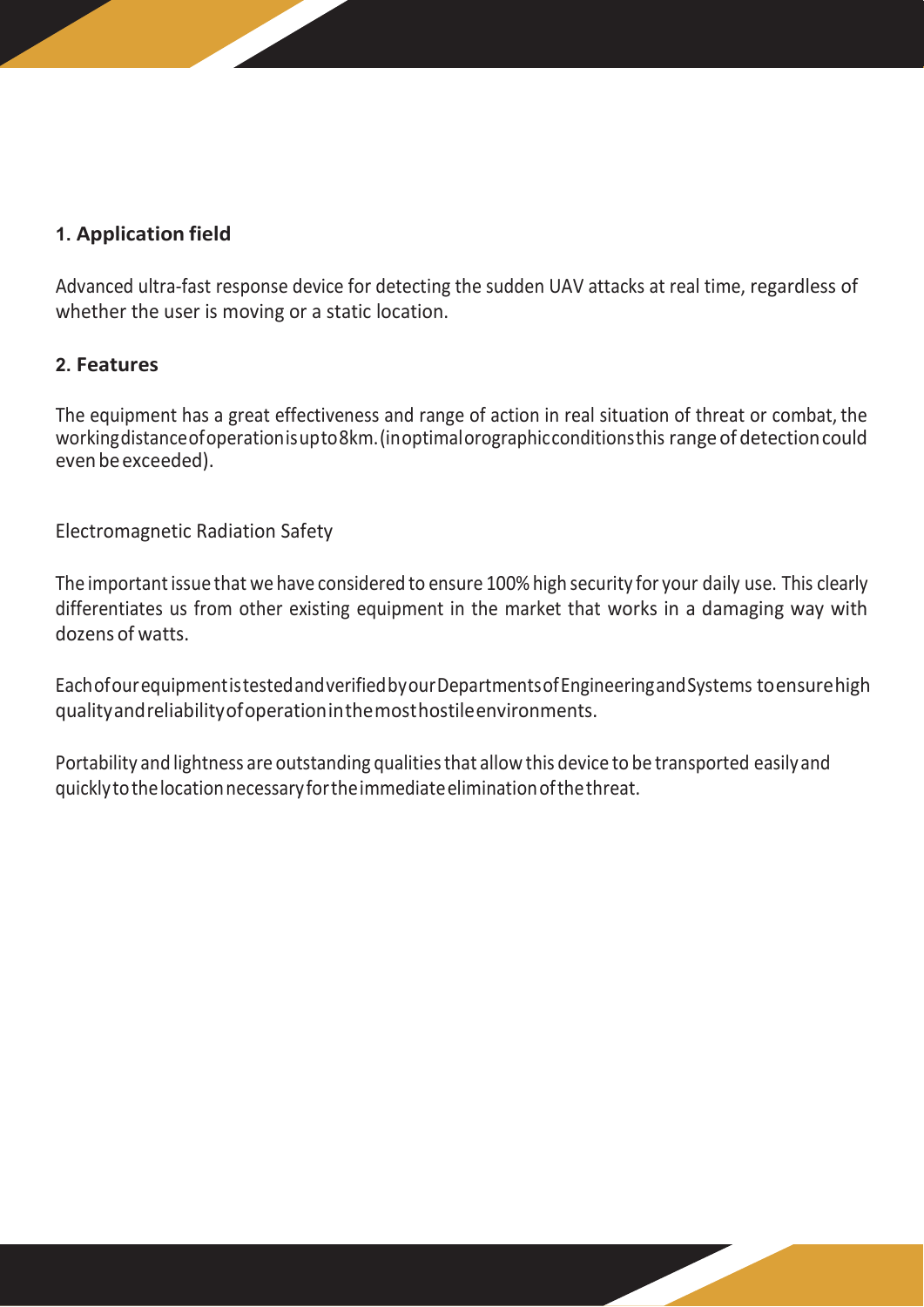## 1. Application field

Advanced ultra-fast response device for detecting the sudden UAV attacks at real time, regardless of whether the user is moving or a static location.

## 2. Features

The equipment has a great effectiveness and range of action in real situation of threat or combat, the working distance of operation is up to 8km. (in optimal orographic conditions this range of detection could even be exceeded).

Electromagnetic Radiation Safety

The important issue that we have considered to ensure 100% high security for your daily use. This clearly differentiates us from other existing equipment in the market that works in a damaging way with dozens of watts.

Each of our equipment is tested and verified by our Departments of Engineering and Systems to ensure high quality and reliability of operation in the most hostile environments.

Portability and lightness are outstanding qualities that allow this device to be transported easily and quickly to the location necessary for the immediate elimination of the threat.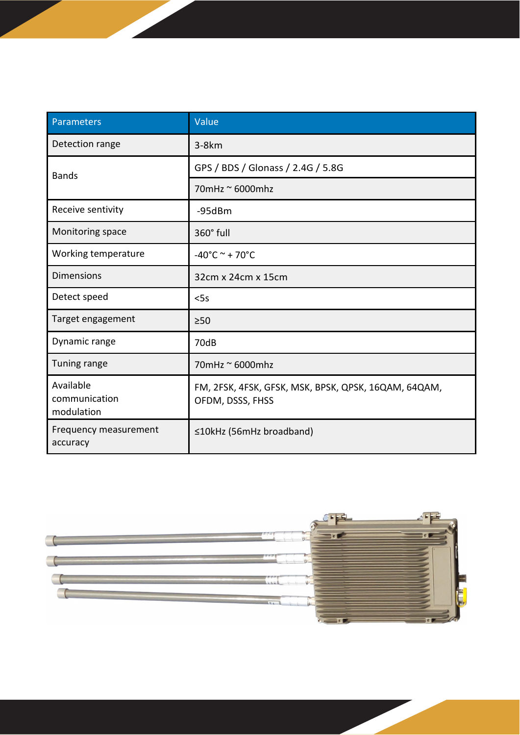| Parameters | Value |
|---|---|
| Detection range | 3-8km |
| Bands | GPS / BDS / Glonass / 2.4G / 5.8G |
| | 70mHz ~ 6000mhz |
| Receive sentivity | -95dBm |
| Monitoring space | 360° full |
| Working temperature | -40°C ~ + 70°C |
| Dimensions | 32cm x 24cm x 15cm |
| Detect speed | <5s |
| Target engagement | ≥50 |
| Dynamic range | 70dB |
| Tuning range | 70mHz ~ 6000mhz |
| Available communication modulation | FM, 2FSK, 4FSK, GFSK, MSK, BPSK, QPSK, 16QAM, 64QAM, OFDM, DSSS, FHSS |
| Frequency measurement accuracy | ≤10kHz (56mHz broadband) |